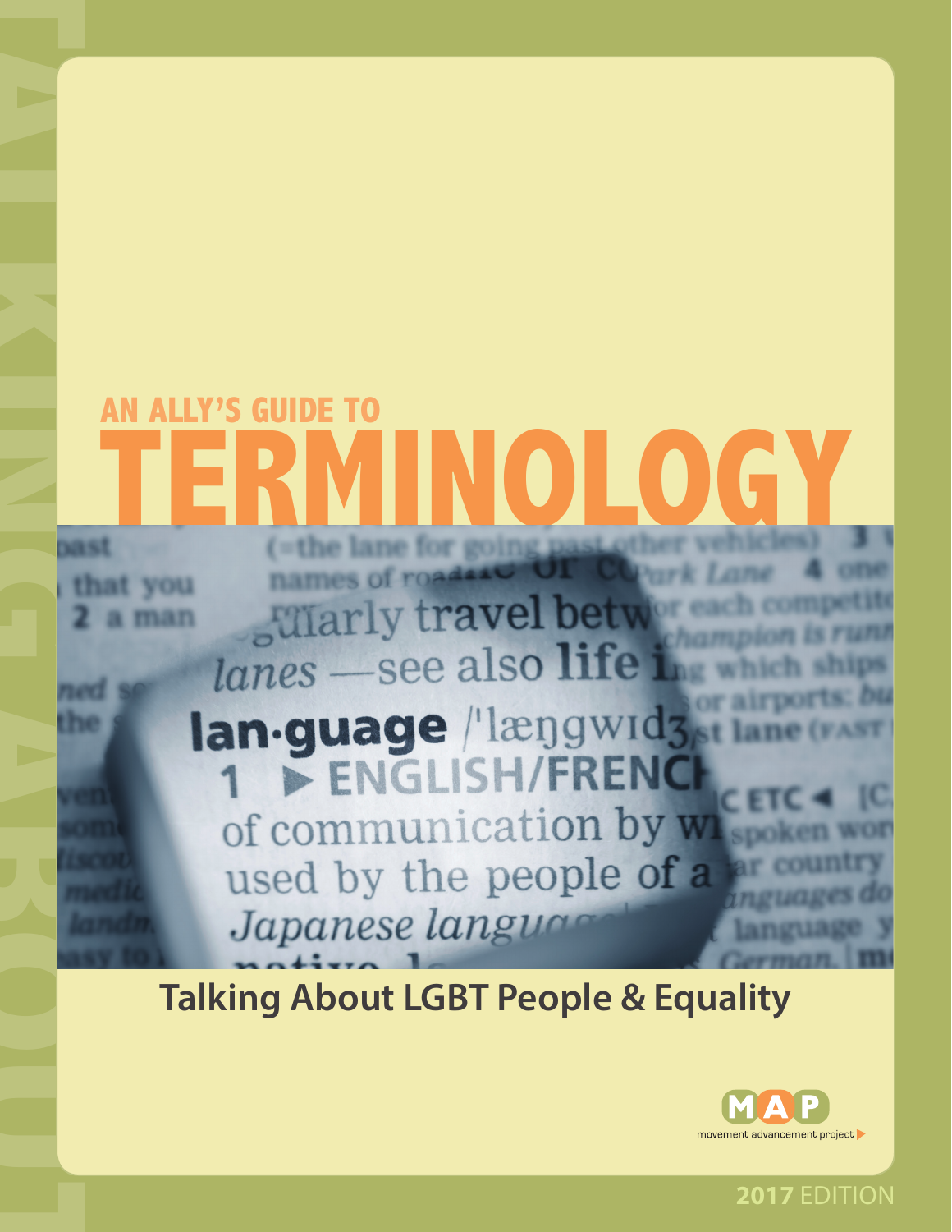TALKING ABOUT

AN ALLY'S GUIDE TO

# TERMINOLOGY

## Talking About LGBT People & Equality

MAP

movement advancement project

2017 EDITION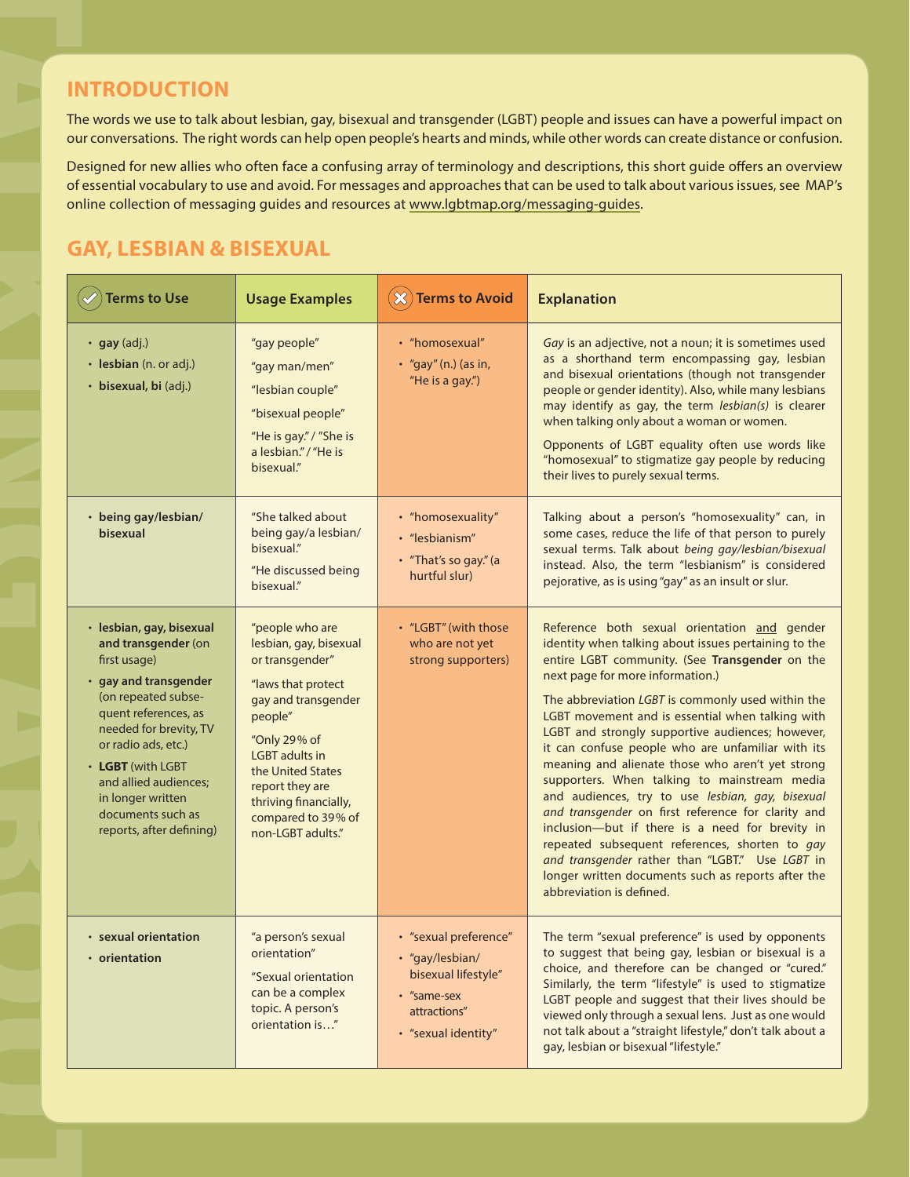## INTRODUCTION

The words we use to talk about lesbian, gay, bisexual and transgender (LGBT) people and issues can have a powerful impact on our conversations. The right words can help open people's hearts and minds, while other words can create distance or confusion.

Designed for new allies who often face a confusing array of terminology and descriptions, this short guide offers an overview of essential vocabulary to use and avoid. For messages and approaches that can be used to talk about various issues, see MAP's online collection of messaging guides and resources at www.lgbtmap.org/messaging-guides.

## GAY, LESBIAN & BISEXUAL

| Terms to Use | Usage Examples | Terms to Avoid | Explanation |
|---|---|---|---|
| • **gay** (adj.)<br>• **lesbian** (n. or adj.)<br>• **bisexual, bi** (adj.) | "gay people"<br>"gay man/men"<br>"lesbian couple"<br>"bisexual people"<br>"He is gay." / "She is a lesbian." / "He is bisexual." | • "homosexual"<br>• "gay" (n.) (as in, "He is a gay.") | *Gay* is an adjective, not a noun; it is sometimes used as a shorthand term encompassing gay, lesbian and bisexual orientations (though not transgender people or gender identity). Also, while many lesbians may identify as gay, the term *lesbian(s)* is clearer when talking only about a woman or women.<br>Opponents of LGBT equality often use words like "homosexual" to stigmatize gay people by reducing their lives to purely sexual terms. |
| • **being gay/lesbian/ bisexual** | "She talked about being gay/a lesbian/ bisexual."<br>"He discussed being bisexual." | • "homosexuality"<br>• "lesbianism"<br>• "That's so gay." (a hurtful slur) | Talking about a person's "homosexuality" can, in some cases, reduce the life of that person to purely sexual terms. Talk about *being gay/lesbian/bisexual* instead. Also, the term "lesbianism" is considered pejorative, as is using "gay" as an insult or slur. |
| • **lesbian, gay, bisexual and transgender** (on first usage)<br>• **gay and transgender** (on repeated subsequent references, as needed for brevity, TV or radio ads, etc.)<br>• **LGBT** (with LGBT and allied audiences; in longer written documents such as reports, after defining) | "people who are lesbian, gay, bisexual or transgender"<br>"laws that protect gay and transgender people"<br>"Only 29% of LGBT adults in the United States report they are thriving financially, compared to 39% of non-LGBT adults." | • "LGBT" (with those who are not yet strong supporters) | Reference both sexual orientation and gender identity when talking about issues pertaining to the entire LGBT community. (See **Transgender** on the next page for more information.)<br>The abbreviation *LGBT* is commonly used within the LGBT movement and is essential when talking with LGBT and strongly supportive audiences; however, it can confuse people who are unfamiliar with its meaning and alienate those who aren't yet strong supporters. When talking to mainstream media and audiences, try to use *lesbian, gay, bisexual and transgender* on first reference for clarity and inclusion—but if there is a need for brevity in repeated subsequent references, shorten to *gay and transgender* rather than "LGBT." Use *LGBT* in longer written documents such as reports after the abbreviation is defined. |
| • **sexual orientation**<br>• **orientation** | "a person's sexual orientation"<br>"Sexual orientation can be a complex topic. A person's orientation is…" | • "sexual preference"<br>• "gay/lesbian/ bisexual lifestyle"<br>• "same-sex attractions"<br>• "sexual identity" | The term "sexual preference" is used by opponents to suggest that being gay, lesbian or bisexual is a choice, and therefore can be changed or "cured." Similarly, the term "lifestyle" is used to stigmatize LGBT people and suggest that their lives should be viewed only through a sexual lens. Just as one would not talk about a "straight lifestyle," don't talk about a gay, lesbian or bisexual "lifestyle." |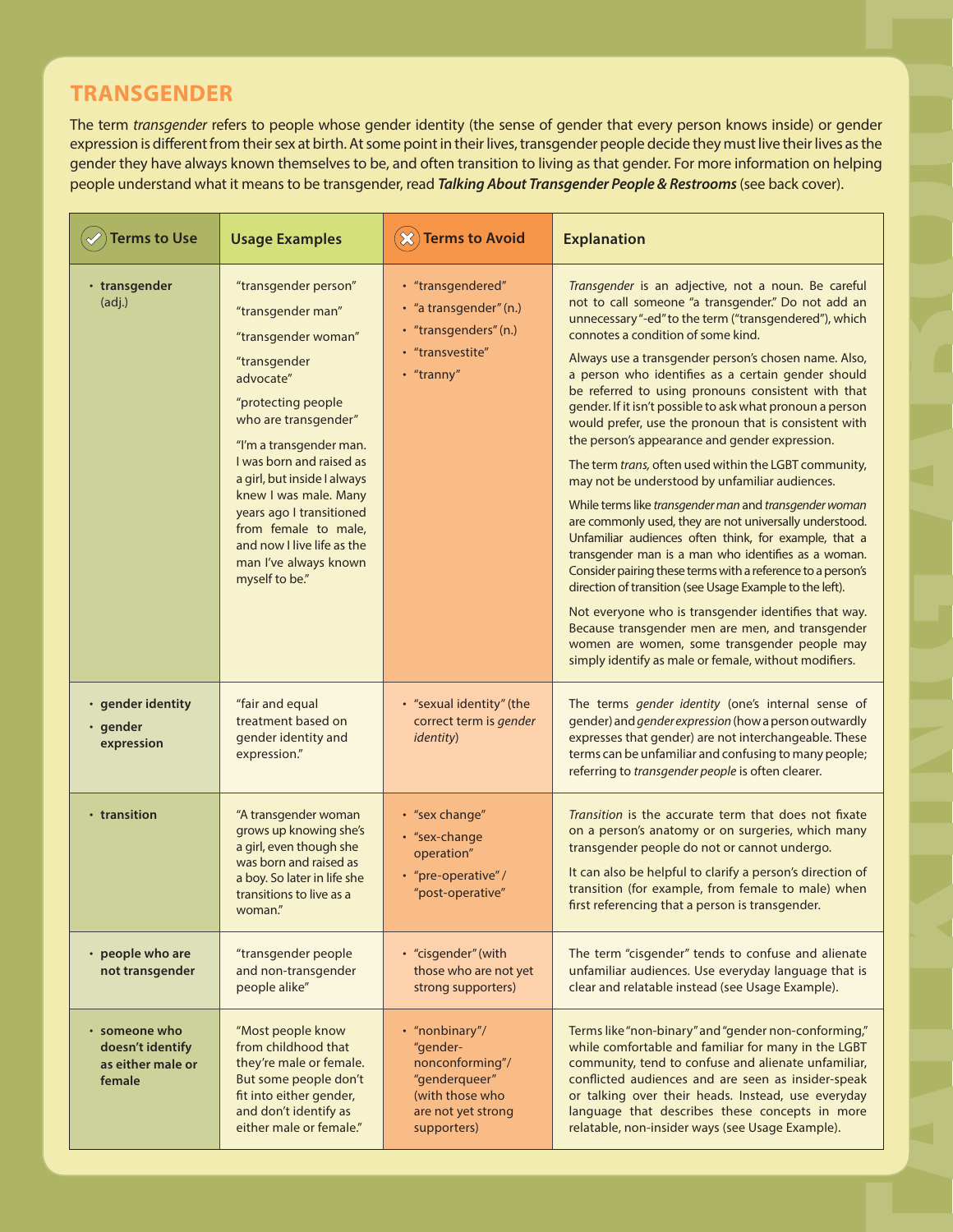## TRANSGENDER

The term *transgender* refers to people whose gender identity (the sense of gender that every person knows inside) or gender expression is different from their sex at birth. At some point in their lives, transgender people decide they must live their lives as the gender they have always known themselves to be, and often transition to living as that gender. For more information on helping people understand what it means to be transgender, read ***Talking About Transgender People & Restrooms*** (see back cover).

| Terms to Use | Usage Examples | Terms to Avoid | Explanation |
|---|---|---|---|
| • **transgender** (adj.) | "transgender person"<br>"transgender man"<br>"transgender woman"<br>"transgender advocate"<br>"protecting people who are transgender"<br>"I'm a transgender man. I was born and raised as a girl, but inside I always knew I was male. Many years ago I transitioned from female to male, and now I live life as the man I've always known myself to be." | • "transgendered"<br>• "a transgender" (n.)<br>• "transgenders" (n.)<br>• "transvestite"<br>• "tranny" | *Transgender* is an adjective, not a noun. Be careful not to call someone "a transgender." Do not add an unnecessary "-ed" to the term ("transgendered"), which connotes a condition of some kind.<br>Always use a transgender person's chosen name. Also, a person who identifies as a certain gender should be referred to using pronouns consistent with that gender. If it isn't possible to ask what pronoun a person would prefer, use the pronoun that is consistent with the person's appearance and gender expression.<br>The term *trans,* often used within the LGBT community, may not be understood by unfamiliar audiences.<br>While terms like *transgender man* and *transgender woman* are commonly used, they are not universally understood. Unfamiliar audiences often think, for example, that a transgender man is a man who identifies as a woman. Consider pairing these terms with a reference to a person's direction of transition (see Usage Example to the left).<br>Not everyone who is transgender identifies that way. Because transgender men are men, and transgender women are women, some transgender people may simply identify as male or female, without modifiers. |
| • **gender identity**<br>• **gender expression** | "fair and equal treatment based on gender identity and expression." | • "sexual identity" (the correct term is *gender identity*) | The terms *gender identity* (one's internal sense of gender) and *gender expression* (how a person outwardly expresses that gender) are not interchangeable. These terms can be unfamiliar and confusing to many people; referring to *transgender people* is often clearer. |
| • **transition** | "A transgender woman grows up knowing she's a girl, even though she was born and raised as a boy. So later in life she transitions to live as a woman." | • "sex change"<br>• "sex-change operation"<br>• "pre-operative" / "post-operative" | *Transition* is the accurate term that does not fixate on a person's anatomy or on surgeries, which many transgender people do not or cannot undergo.<br>It can also be helpful to clarify a person's direction of transition (for example, from female to male) when first referencing that a person is transgender. |
| • **people who are not transgender** | "transgender people and non-transgender people alike" | • "cisgender" (with those who are not yet strong supporters) | The term "cisgender" tends to confuse and alienate unfamiliar audiences. Use everyday language that is clear and relatable instead (see Usage Example). |
| • **someone who doesn't identify as either male or female** | "Most people know from childhood that they're male or female. But some people don't fit into either gender, and don't identify as either male or female." | • "nonbinary"/ "gender-nonconforming"/ "genderqueer" (with those who are not yet strong supporters) | Terms like "non-binary" and "gender non-conforming," while comfortable and familiar for many in the LGBT community, tend to confuse and alienate unfamiliar, conflicted audiences and are seen as insider-speak or talking over their heads. Instead, use everyday language that describes these concepts in more relatable, non-insider ways (see Usage Example). |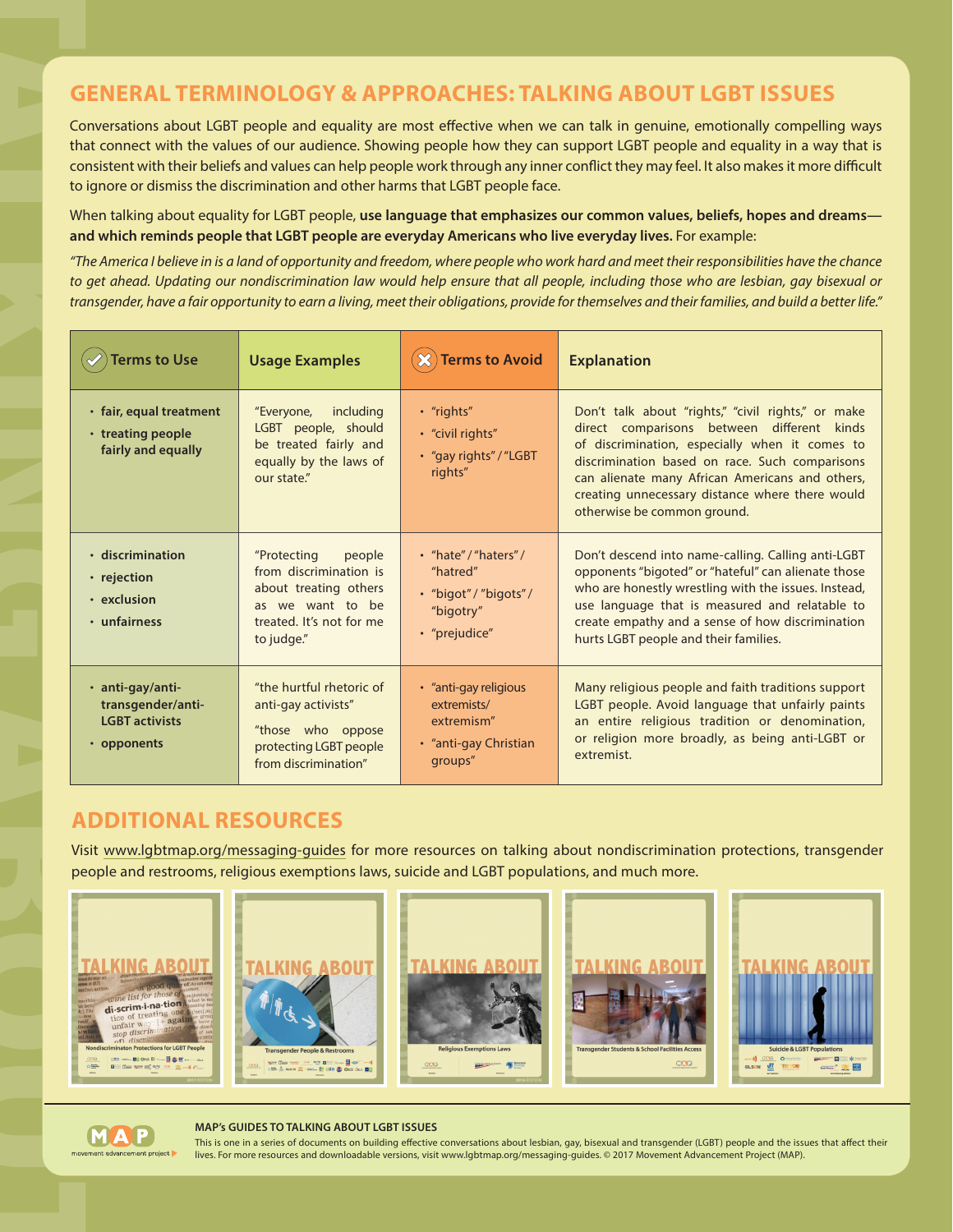## GENERAL TERMINOLOGY & APPROACHES: TALKING ABOUT LGBT ISSUES

Conversations about LGBT people and equality are most effective when we can talk in genuine, emotionally compelling ways that connect with the values of our audience. Showing people how they can support LGBT people and equality in a way that is consistent with their beliefs and values can help people work through any inner conflict they may feel. It also makes it more difficult to ignore or dismiss the discrimination and other harms that LGBT people face.

When talking about equality for LGBT people, **use language that emphasizes our common values, beliefs, hopes and dreams—and which reminds people that LGBT people are everyday Americans who live everyday lives.** For example:

*"The America I believe in is a land of opportunity and freedom, where people who work hard and meet their responsibilities have the chance to get ahead. Updating our nondiscrimination law would help ensure that all people, including those who are lesbian, gay bisexual or transgender, have a fair opportunity to earn a living, meet their obligations, provide for themselves and their families, and build a better life."*

| Terms to Use | Usage Examples | Terms to Avoid | Explanation |
|---|---|---|---|
| • **fair, equal treatment**<br>• **treating people fairly and equally** | "Everyone, including LGBT people, should be treated fairly and equally by the laws of our state." | • "rights"<br>• "civil rights"<br>• "gay rights" / "LGBT rights" | Don't talk about "rights," "civil rights," or make direct comparisons between different kinds of discrimination, especially when it comes to discrimination based on race. Such comparisons can alienate many African Americans and others, creating unnecessary distance where there would otherwise be common ground. |
| • **discrimination**<br>• **rejection**<br>• **exclusion**<br>• **unfairness** | "Protecting people from discrimination is about treating others as we want to be treated. It's not for me to judge." | • "hate" / "haters" / "hatred"<br>• "bigot" / "bigots" / "bigotry"<br>• "prejudice" | Don't descend into name-calling. Calling anti-LGBT opponents "bigoted" or "hateful" can alienate those who are honestly wrestling with the issues. Instead, use language that is measured and relatable to create empathy and a sense of how discrimination hurts LGBT people and their families. |
| • **anti-gay/anti-transgender/anti-LGBT activists**<br>• **opponents** | "the hurtful rhetoric of anti-gay activists"<br>"those who oppose protecting LGBT people from discrimination" | • "anti-gay religious extremists/ extremism"<br>• "anti-gay Christian groups" | Many religious people and faith traditions support LGBT people. Avoid language that unfairly paints an entire religious tradition or denomination, or religion more broadly, as being anti-LGBT or extremist. |

## ADDITIONAL RESOURCES

Visit www.lgbtmap.org/messaging-guides for more resources on talking about nondiscrimination protections, transgender people and restrooms, religious exemptions laws, suicide and LGBT populations, and much more.

TALKING ABOUT Nondiscrimination Protections for LGBT People

TALKING ABOUT Transgender People & Restrooms

TALKING ABOUT Religious Exemptions Laws

TALKING ABOUT Transgender Students & School Facilities Access

TALKING ABOUT Suicide & LGBT Populations

**MAP's GUIDES TO TALKING ABOUT LGBT ISSUES**

This is one in a series of documents on building effective conversations about lesbian, gay, bisexual and transgender (LGBT) people and the issues that affect their lives. For more resources and downloadable versions, visit www.lgbtmap.org/messaging-guides. © 2017 Movement Advancement Project (MAP).